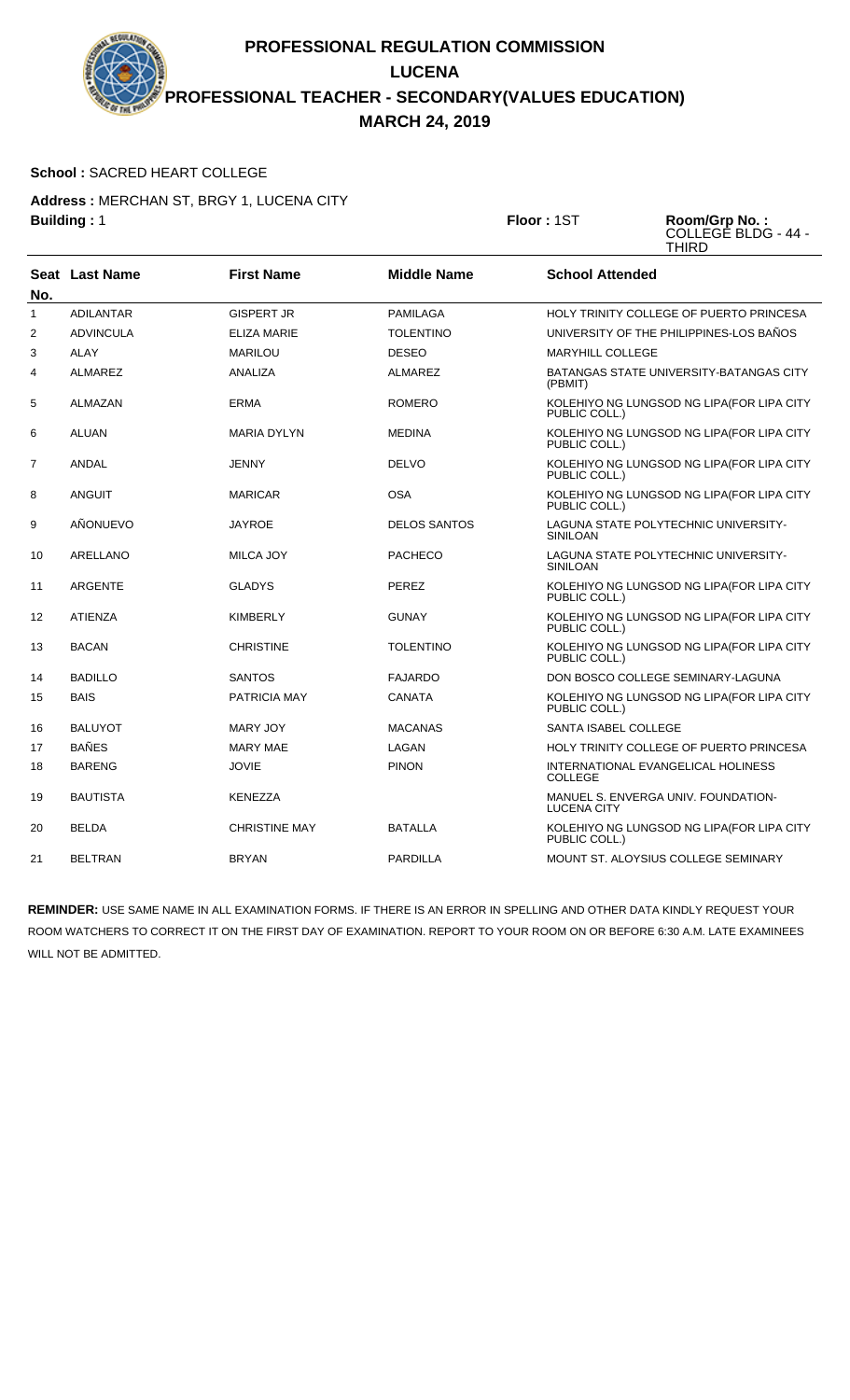# PROFESSIONAL REGULATION COMMISSION
## LUCENA
## PROFESSIONAL TEACHER - SECONDARY(VALUES EDUCATION)
## MARCH 24, 2019

**School :** SACRED HEART COLLEGE

**Address :** MERCHAN ST, BRGY 1, LUCENA CITY

**Building :** 1 **Floor :** 1ST **Room/Grp No. :** COLLEGE BLDG - 44 - THIRD

| Seat No. | Last Name | First Name | Middle Name | School Attended |
|---|---|---|---|---|
| 1 | ADILANTAR | GISPERT JR | PAMILAGA | HOLY TRINITY COLLEGE OF PUERTO PRINCESA |
| 2 | ADVINCULA | ELIZA MARIE | TOLENTINO | UNIVERSITY OF THE PHILIPPINES-LOS BAÑOS |
| 3 | ALAY | MARILOU | DESEO | MARYHILL COLLEGE |
| 4 | ALMAREZ | ANALIZA | ALMAREZ | BATANGAS STATE UNIVERSITY-BATANGAS CITY (PBMIT) |
| 5 | ALMAZAN | ERMA | ROMERO | KOLEHIYO NG LUNGSOD NG LIPA(FOR LIPA CITY PUBLIC COLL.) |
| 6 | ALUAN | MARIA DYLYN | MEDINA | KOLEHIYO NG LUNGSOD NG LIPA(FOR LIPA CITY PUBLIC COLL.) |
| 7 | ANDAL | JENNY | DELVO | KOLEHIYO NG LUNGSOD NG LIPA(FOR LIPA CITY PUBLIC COLL.) |
| 8 | ANGUIT | MARICAR | OSA | KOLEHIYO NG LUNGSOD NG LIPA(FOR LIPA CITY PUBLIC COLL.) |
| 9 | AÑONUEVO | JAYROE | DELOS SANTOS | LAGUNA STATE POLYTECHNIC UNIVERSITY-SINILOAN |
| 10 | ARELLANO | MILCA JOY | PACHECO | LAGUNA STATE POLYTECHNIC UNIVERSITY-SINILOAN |
| 11 | ARGENTE | GLADYS | PEREZ | KOLEHIYO NG LUNGSOD NG LIPA(FOR LIPA CITY PUBLIC COLL.) |
| 12 | ATIENZA | KIMBERLY | GUNAY | KOLEHIYO NG LUNGSOD NG LIPA(FOR LIPA CITY PUBLIC COLL.) |
| 13 | BACAN | CHRISTINE | TOLENTINO | KOLEHIYO NG LUNGSOD NG LIPA(FOR LIPA CITY PUBLIC COLL.) |
| 14 | BADILLO | SANTOS | FAJARDO | DON BOSCO COLLEGE SEMINARY-LAGUNA |
| 15 | BAIS | PATRICIA MAY | CANATA | KOLEHIYO NG LUNGSOD NG LIPA(FOR LIPA CITY PUBLIC COLL.) |
| 16 | BALUYOT | MARY JOY | MACANAS | SANTA ISABEL COLLEGE |
| 17 | BAÑES | MARY MAE | LAGAN | HOLY TRINITY COLLEGE OF PUERTO PRINCESA |
| 18 | BARENG | JOVIE | PINON | INTERNATIONAL EVANGELICAL HOLINESS COLLEGE |
| 19 | BAUTISTA | KENEZZA | | MANUEL S. ENVERGA UNIV. FOUNDATION-LUCENA CITY |
| 20 | BELDA | CHRISTINE MAY | BATALLA | KOLEHIYO NG LUNGSOD NG LIPA(FOR LIPA CITY PUBLIC COLL.) |
| 21 | BELTRAN | BRYAN | PARDILLA | MOUNT ST. ALOYSIUS COLLEGE SEMINARY |

**REMINDER:** USE SAME NAME IN ALL EXAMINATION FORMS. IF THERE IS AN ERROR IN SPELLING AND OTHER DATA KINDLY REQUEST YOUR ROOM WATCHERS TO CORRECT IT ON THE FIRST DAY OF EXAMINATION. REPORT TO YOUR ROOM ON OR BEFORE 6:30 A.M. LATE EXAMINEES WILL NOT BE ADMITTED.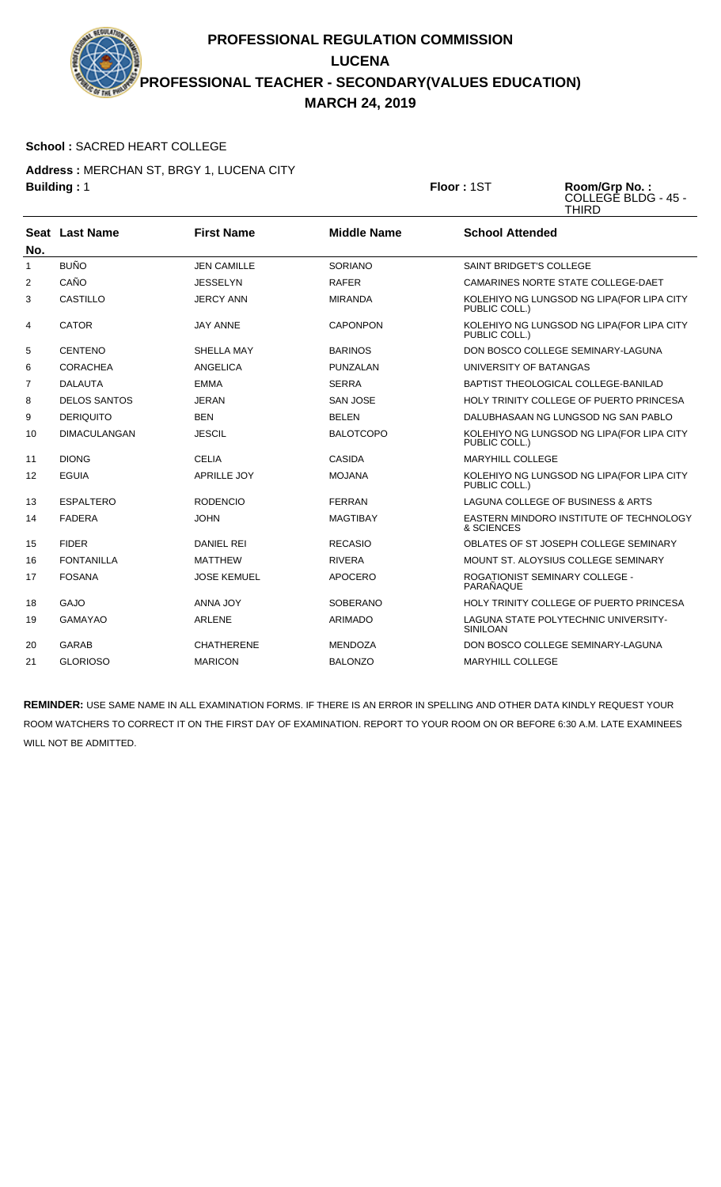# PROFESSIONAL REGULATION COMMISSION
## LUCENA
## PROFESSIONAL TEACHER - SECONDARY(VALUES EDUCATION)
## MARCH 24, 2019

**School :** SACRED HEART COLLEGE

**Address :** MERCHAN ST, BRGY 1, LUCENA CITY

**Building :** 1 **Floor :** 1ST **Room/Grp No. :** COLLEGE BLDG - 45 - THIRD

| Seat No. | Last Name | First Name | Middle Name | School Attended |
|---|---|---|---|---|
| 1 | BUÑO | JEN CAMILLE | SORIANO | SAINT BRIDGET'S COLLEGE |
| 2 | CAÑO | JESSELYN | RAFER | CAMARINES NORTE STATE COLLEGE-DAET |
| 3 | CASTILLO | JERCY ANN | MIRANDA | KOLEHIYO NG LUNGSOD NG LIPA(FOR LIPA CITY PUBLIC COLL.) |
| 4 | CATOR | JAY ANNE | CAPONPON | KOLEHIYO NG LUNGSOD NG LIPA(FOR LIPA CITY PUBLIC COLL.) |
| 5 | CENTENO | SHELLA MAY | BARINOS | DON BOSCO COLLEGE SEMINARY-LAGUNA |
| 6 | CORACHEA | ANGELICA | PUNZALAN | UNIVERSITY OF BATANGAS |
| 7 | DALAUTA | EMMA | SERRA | BAPTIST THEOLOGICAL COLLEGE-BANILAD |
| 8 | DELOS SANTOS | JERAN | SAN JOSE | HOLY TRINITY COLLEGE OF PUERTO PRINCESA |
| 9 | DERIQUITO | BEN | BELEN | DALUBHASAAN NG LUNGSOD NG SAN PABLO |
| 10 | DIMACULANGAN | JESCIL | BALOTCOPO | KOLEHIYO NG LUNGSOD NG LIPA(FOR LIPA CITY PUBLIC COLL.) |
| 11 | DIONG | CELIA | CASIDA | MARYHILL COLLEGE |
| 12 | EGUIA | APRILLE JOY | MOJANA | KOLEHIYO NG LUNGSOD NG LIPA(FOR LIPA CITY PUBLIC COLL.) |
| 13 | ESPALTERO | RODENCIO | FERRAN | LAGUNA COLLEGE OF BUSINESS & ARTS |
| 14 | FADERA | JOHN | MAGTIBAY | EASTERN MINDORO INSTITUTE OF TECHNOLOGY & SCIENCES |
| 15 | FIDER | DANIEL REI | RECASIO | OBLATES OF ST JOSEPH COLLEGE SEMINARY |
| 16 | FONTANILLA | MATTHEW | RIVERA | MOUNT ST. ALOYSIUS COLLEGE SEMINARY |
| 17 | FOSANA | JOSE KEMUEL | APOCERO | ROGATIONIST SEMINARY COLLEGE - PARAÑAQUE |
| 18 | GAJO | ANNA JOY | SOBERANO | HOLY TRINITY COLLEGE OF PUERTO PRINCESA |
| 19 | GAMAYAO | ARLENE | ARIMADO | LAGUNA STATE POLYTECHNIC UNIVERSITY-SINILOAN |
| 20 | GARAB | CHATHERENE | MENDOZA | DON BOSCO COLLEGE SEMINARY-LAGUNA |
| 21 | GLORIOSO | MARICON | BALONZO | MARYHILL COLLEGE |

**REMINDER:** USE SAME NAME IN ALL EXAMINATION FORMS. IF THERE IS AN ERROR IN SPELLING AND OTHER DATA KINDLY REQUEST YOUR ROOM WATCHERS TO CORRECT IT ON THE FIRST DAY OF EXAMINATION. REPORT TO YOUR ROOM ON OR BEFORE 6:30 A.M. LATE EXAMINEES WILL NOT BE ADMITTED.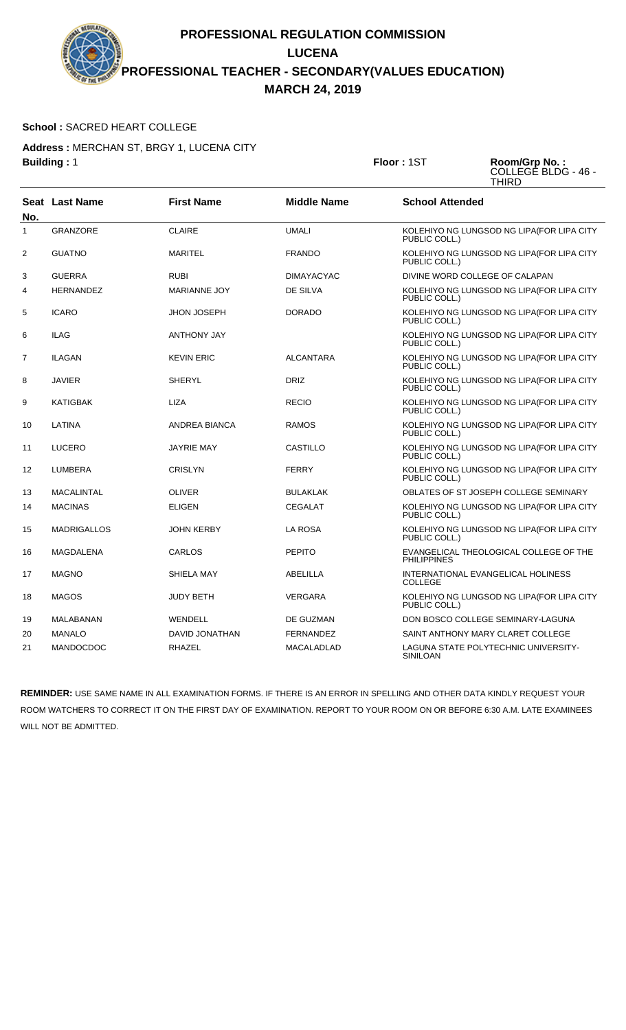# PROFESSIONAL REGULATION COMMISSION
## LUCENA
## PROFESSIONAL TEACHER - SECONDARY(VALUES EDUCATION)
## MARCH 24, 2019

**School :** SACRED HEART COLLEGE

**Address :** MERCHAN ST, BRGY 1, LUCENA CITY

**Building :** 1 **Floor :** 1ST **Room/Grp No. :** COLLEGE BLDG - 46 - THIRD

| Seat No. | Last Name | First Name | Middle Name | School Attended |
|---|---|---|---|---|
| 1 | GRANZORE | CLAIRE | UMALI | KOLEHIYO NG LUNGSOD NG LIPA(FOR LIPA CITY PUBLIC COLL.) |
| 2 | GUATNO | MARITEL | FRANDO | KOLEHIYO NG LUNGSOD NG LIPA(FOR LIPA CITY PUBLIC COLL.) |
| 3 | GUERRA | RUBI | DIMAYACYAC | DIVINE WORD COLLEGE OF CALAPAN |
| 4 | HERNANDEZ | MARIANNE JOY | DE SILVA | KOLEHIYO NG LUNGSOD NG LIPA(FOR LIPA CITY PUBLIC COLL.) |
| 5 | ICARO | JHON JOSEPH | DORADO | KOLEHIYO NG LUNGSOD NG LIPA(FOR LIPA CITY PUBLIC COLL.) |
| 6 | ILAG | ANTHONY JAY | | KOLEHIYO NG LUNGSOD NG LIPA(FOR LIPA CITY PUBLIC COLL.) |
| 7 | ILAGAN | KEVIN ERIC | ALCANTARA | KOLEHIYO NG LUNGSOD NG LIPA(FOR LIPA CITY PUBLIC COLL.) |
| 8 | JAVIER | SHERYL | DRIZ | KOLEHIYO NG LUNGSOD NG LIPA(FOR LIPA CITY PUBLIC COLL.) |
| 9 | KATIGBAK | LIZA | RECIO | KOLEHIYO NG LUNGSOD NG LIPA(FOR LIPA CITY PUBLIC COLL.) |
| 10 | LATINA | ANDREA BIANCA | RAMOS | KOLEHIYO NG LUNGSOD NG LIPA(FOR LIPA CITY PUBLIC COLL.) |
| 11 | LUCERO | JAYRIE MAY | CASTILLO | KOLEHIYO NG LUNGSOD NG LIPA(FOR LIPA CITY PUBLIC COLL.) |
| 12 | LUMBERA | CRISLYN | FERRY | KOLEHIYO NG LUNGSOD NG LIPA(FOR LIPA CITY PUBLIC COLL.) |
| 13 | MACALINTAL | OLIVER | BULAKLAK | OBLATES OF ST JOSEPH COLLEGE SEMINARY |
| 14 | MACINAS | ELIGEN | CEGALAT | KOLEHIYO NG LUNGSOD NG LIPA(FOR LIPA CITY PUBLIC COLL.) |
| 15 | MADRIGALLOS | JOHN KERBY | LA ROSA | KOLEHIYO NG LUNGSOD NG LIPA(FOR LIPA CITY PUBLIC COLL.) |
| 16 | MAGDALENA | CARLOS | PEPITO | EVANGELICAL THEOLOGICAL COLLEGE OF THE PHILIPPINES |
| 17 | MAGNO | SHIELA MAY | ABELILLA | INTERNATIONAL EVANGELICAL HOLINESS COLLEGE |
| 18 | MAGOS | JUDY BETH | VERGARA | KOLEHIYO NG LUNGSOD NG LIPA(FOR LIPA CITY PUBLIC COLL.) |
| 19 | MALABANAN | WENDELL | DE GUZMAN | DON BOSCO COLLEGE SEMINARY-LAGUNA |
| 20 | MANALO | DAVID JONATHAN | FERNANDEZ | SAINT ANTHONY MARY CLARET COLLEGE |
| 21 | MANDOCDOC | RHAZEL | MACALADLAD | LAGUNA STATE POLYTECHNIC UNIVERSITY-SINILOAN |

**REMINDER:** USE SAME NAME IN ALL EXAMINATION FORMS. IF THERE IS AN ERROR IN SPELLING AND OTHER DATA KINDLY REQUEST YOUR ROOM WATCHERS TO CORRECT IT ON THE FIRST DAY OF EXAMINATION. REPORT TO YOUR ROOM ON OR BEFORE 6:30 A.M. LATE EXAMINEES WILL NOT BE ADMITTED.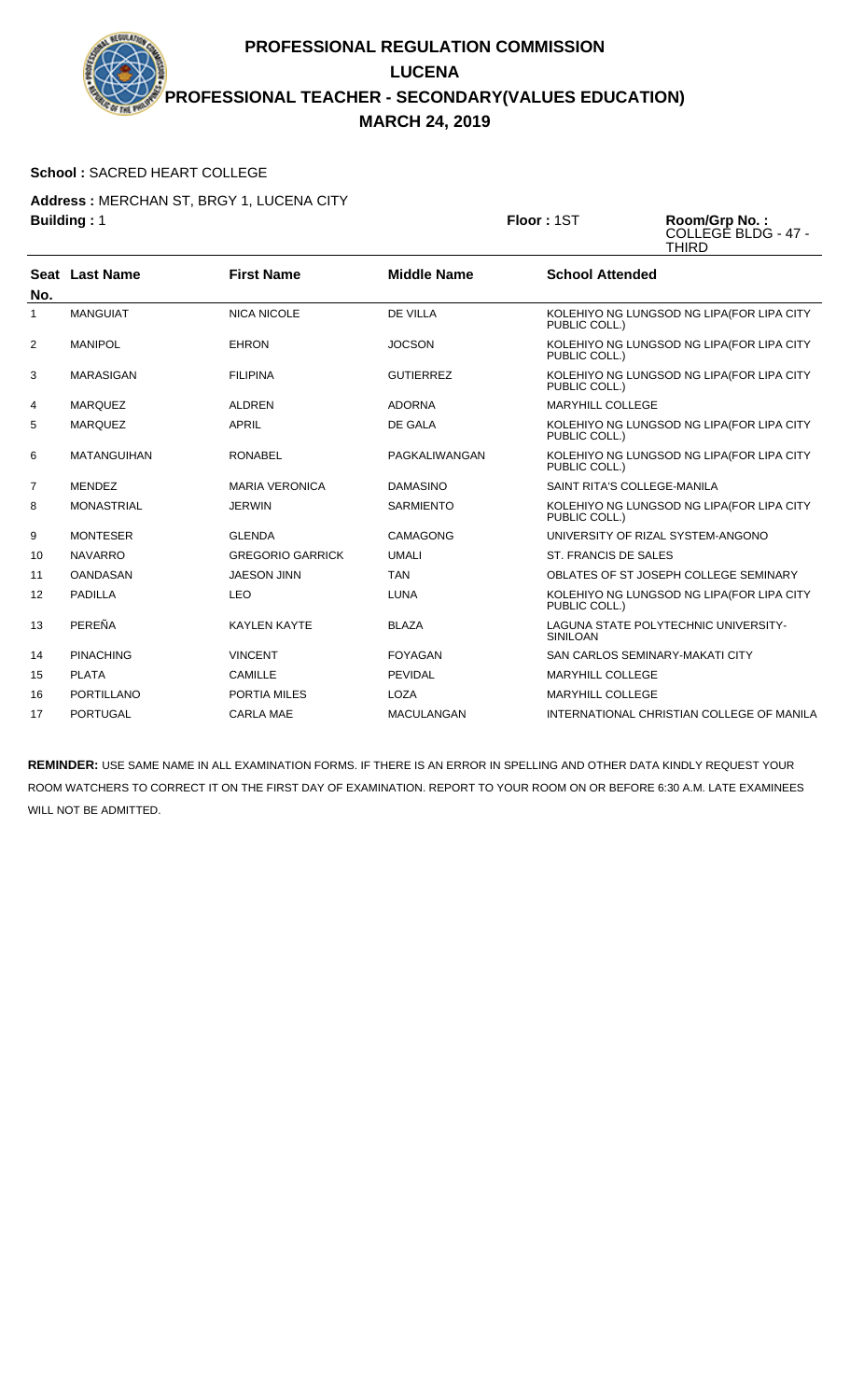# PROFESSIONAL REGULATION COMMISSION
## LUCENA
## PROFESSIONAL TEACHER - SECONDARY(VALUES EDUCATION)
## MARCH 24, 2019

**School :** SACRED HEART COLLEGE

**Address :** MERCHAN ST, BRGY 1, LUCENA CITY

**Building :** 1 **Floor :** 1ST **Room/Grp No. :** COLLEGE BLDG - 47 - THIRD

| Seat No. | Last Name | First Name | Middle Name | School Attended |
|---|---|---|---|---|
| 1 | MANGUIAT | NICA NICOLE | DE VILLA | KOLEHIYO NG LUNGSOD NG LIPA(FOR LIPA CITY PUBLIC COLL.) |
| 2 | MANIPOL | EHRON | JOCSON | KOLEHIYO NG LUNGSOD NG LIPA(FOR LIPA CITY PUBLIC COLL.) |
| 3 | MARASIGAN | FILIPINA | GUTIERREZ | KOLEHIYO NG LUNGSOD NG LIPA(FOR LIPA CITY PUBLIC COLL.) |
| 4 | MARQUEZ | ALDREN | ADORNA | MARYHILL COLLEGE |
| 5 | MARQUEZ | APRIL | DE GALA | KOLEHIYO NG LUNGSOD NG LIPA(FOR LIPA CITY PUBLIC COLL.) |
| 6 | MATANGUIHAN | RONABEL | PAGKALIWANGAN | KOLEHIYO NG LUNGSOD NG LIPA(FOR LIPA CITY PUBLIC COLL.) |
| 7 | MENDEZ | MARIA VERONICA | DAMASINO | SAINT RITA'S COLLEGE-MANILA |
| 8 | MONASTRIAL | JERWIN | SARMIENTO | KOLEHIYO NG LUNGSOD NG LIPA(FOR LIPA CITY PUBLIC COLL.) |
| 9 | MONTESER | GLENDA | CAMAGONG | UNIVERSITY OF RIZAL SYSTEM-ANGONO |
| 10 | NAVARRO | GREGORIO GARRICK | UMALI | ST. FRANCIS DE SALES |
| 11 | OANDASAN | JAESON JINN | TAN | OBLATES OF ST JOSEPH COLLEGE SEMINARY |
| 12 | PADILLA | LEO | LUNA | KOLEHIYO NG LUNGSOD NG LIPA(FOR LIPA CITY PUBLIC COLL.) |
| 13 | PEREÑA | KAYLEN KAYTE | BLAZA | LAGUNA STATE POLYTECHNIC UNIVERSITY-SINILOAN |
| 14 | PINACHING | VINCENT | FOYAGAN | SAN CARLOS SEMINARY-MAKATI CITY |
| 15 | PLATA | CAMILLE | PEVIDAL | MARYHILL COLLEGE |
| 16 | PORTILLANO | PORTIA MILES | LOZA | MARYHILL COLLEGE |
| 17 | PORTUGAL | CARLA MAE | MACULANGAN | INTERNATIONAL CHRISTIAN COLLEGE OF MANILA |

**REMINDER:** USE SAME NAME IN ALL EXAMINATION FORMS. IF THERE IS AN ERROR IN SPELLING AND OTHER DATA KINDLY REQUEST YOUR ROOM WATCHERS TO CORRECT IT ON THE FIRST DAY OF EXAMINATION. REPORT TO YOUR ROOM ON OR BEFORE 6:30 A.M. LATE EXAMINEES WILL NOT BE ADMITTED.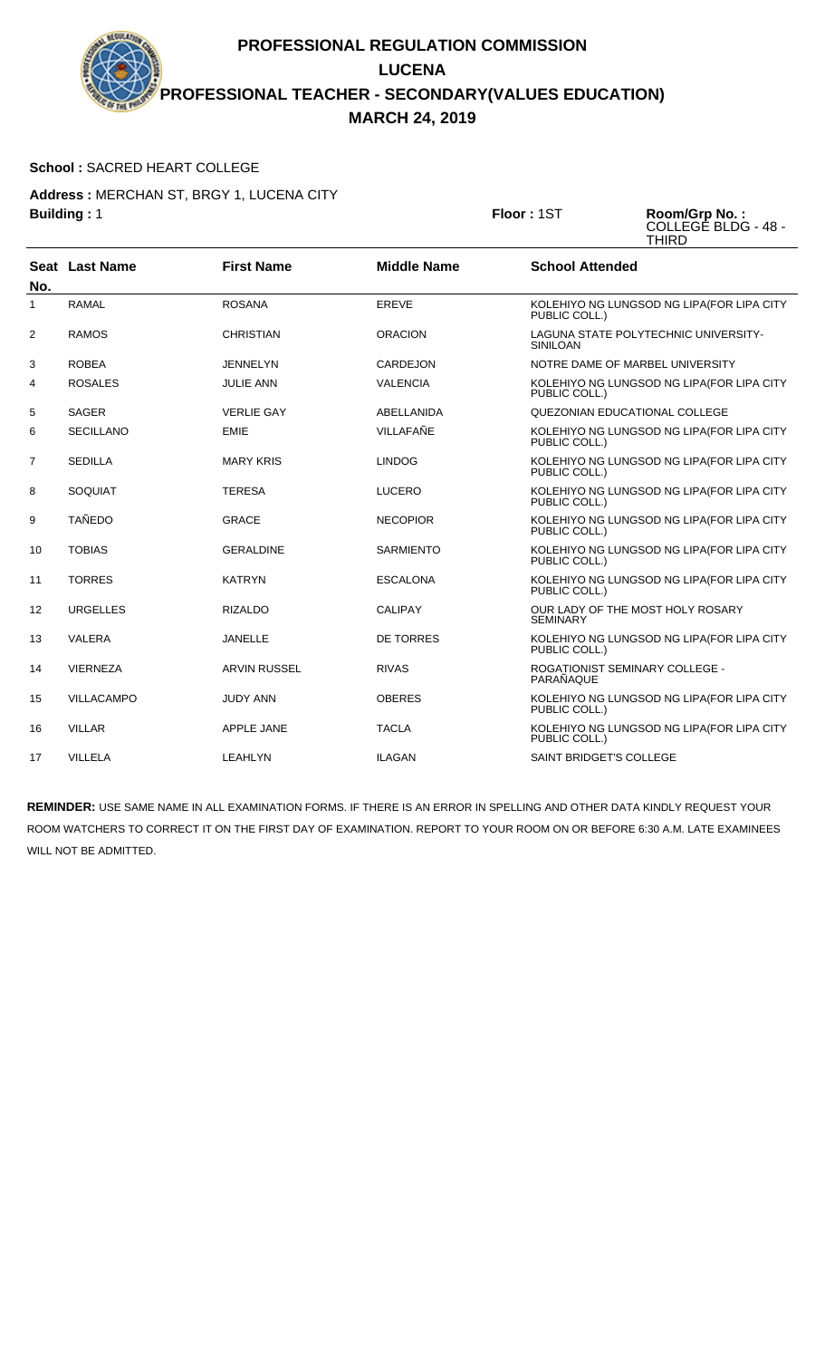# PROFESSIONAL REGULATION COMMISSION
## LUCENA
## PROFESSIONAL TEACHER - SECONDARY(VALUES EDUCATION)
## MARCH 24, 2019

**School :** SACRED HEART COLLEGE

**Address :** MERCHAN ST, BRGY 1, LUCENA CITY

**Building :** 1 **Floor :** 1ST **Room/Grp No. :** COLLEGE BLDG - 48 - THIRD

| Seat No. | Last Name | First Name | Middle Name | School Attended |
|---|---|---|---|---|
| 1 | RAMAL | ROSANA | EREVE | KOLEHIYO NG LUNGSOD NG LIPA(FOR LIPA CITY PUBLIC COLL.) |
| 2 | RAMOS | CHRISTIAN | ORACION | LAGUNA STATE POLYTECHNIC UNIVERSITY-SINILOAN |
| 3 | ROBEA | JENNELYN | CARDEJON | NOTRE DAME OF MARBEL UNIVERSITY |
| 4 | ROSALES | JULIE ANN | VALENCIA | KOLEHIYO NG LUNGSOD NG LIPA(FOR LIPA CITY PUBLIC COLL.) |
| 5 | SAGER | VERLIE GAY | ABELLANIDA | QUEZONIAN EDUCATIONAL COLLEGE |
| 6 | SECILLANO | EMIE | VILLAFAÑE | KOLEHIYO NG LUNGSOD NG LIPA(FOR LIPA CITY PUBLIC COLL.) |
| 7 | SEDILLA | MARY KRIS | LINDOG | KOLEHIYO NG LUNGSOD NG LIPA(FOR LIPA CITY PUBLIC COLL.) |
| 8 | SOQUIAT | TERESA | LUCERO | KOLEHIYO NG LUNGSOD NG LIPA(FOR LIPA CITY PUBLIC COLL.) |
| 9 | TAÑEDO | GRACE | NECOPIOR | KOLEHIYO NG LUNGSOD NG LIPA(FOR LIPA CITY PUBLIC COLL.) |
| 10 | TOBIAS | GERALDINE | SARMIENTO | KOLEHIYO NG LUNGSOD NG LIPA(FOR LIPA CITY PUBLIC COLL.) |
| 11 | TORRES | KATRYN | ESCALONA | KOLEHIYO NG LUNGSOD NG LIPA(FOR LIPA CITY PUBLIC COLL.) |
| 12 | URGELLES | RIZALDO | CALIPAY | OUR LADY OF THE MOST HOLY ROSARY SEMINARY |
| 13 | VALERA | JANELLE | DE TORRES | KOLEHIYO NG LUNGSOD NG LIPA(FOR LIPA CITY PUBLIC COLL.) |
| 14 | VIERNEZA | ARVIN RUSSEL | RIVAS | ROGATIONIST SEMINARY COLLEGE - PARAÑAQUE |
| 15 | VILLACAMPO | JUDY ANN | OBERES | KOLEHIYO NG LUNGSOD NG LIPA(FOR LIPA CITY PUBLIC COLL.) |
| 16 | VILLAR | APPLE JANE | TACLA | KOLEHIYO NG LUNGSOD NG LIPA(FOR LIPA CITY PUBLIC COLL.) |
| 17 | VILLELA | LEAHLYN | ILAGAN | SAINT BRIDGET'S COLLEGE |

**REMINDER:** USE SAME NAME IN ALL EXAMINATION FORMS. IF THERE IS AN ERROR IN SPELLING AND OTHER DATA KINDLY REQUEST YOUR ROOM WATCHERS TO CORRECT IT ON THE FIRST DAY OF EXAMINATION. REPORT TO YOUR ROOM ON OR BEFORE 6:30 A.M. LATE EXAMINEES WILL NOT BE ADMITTED.